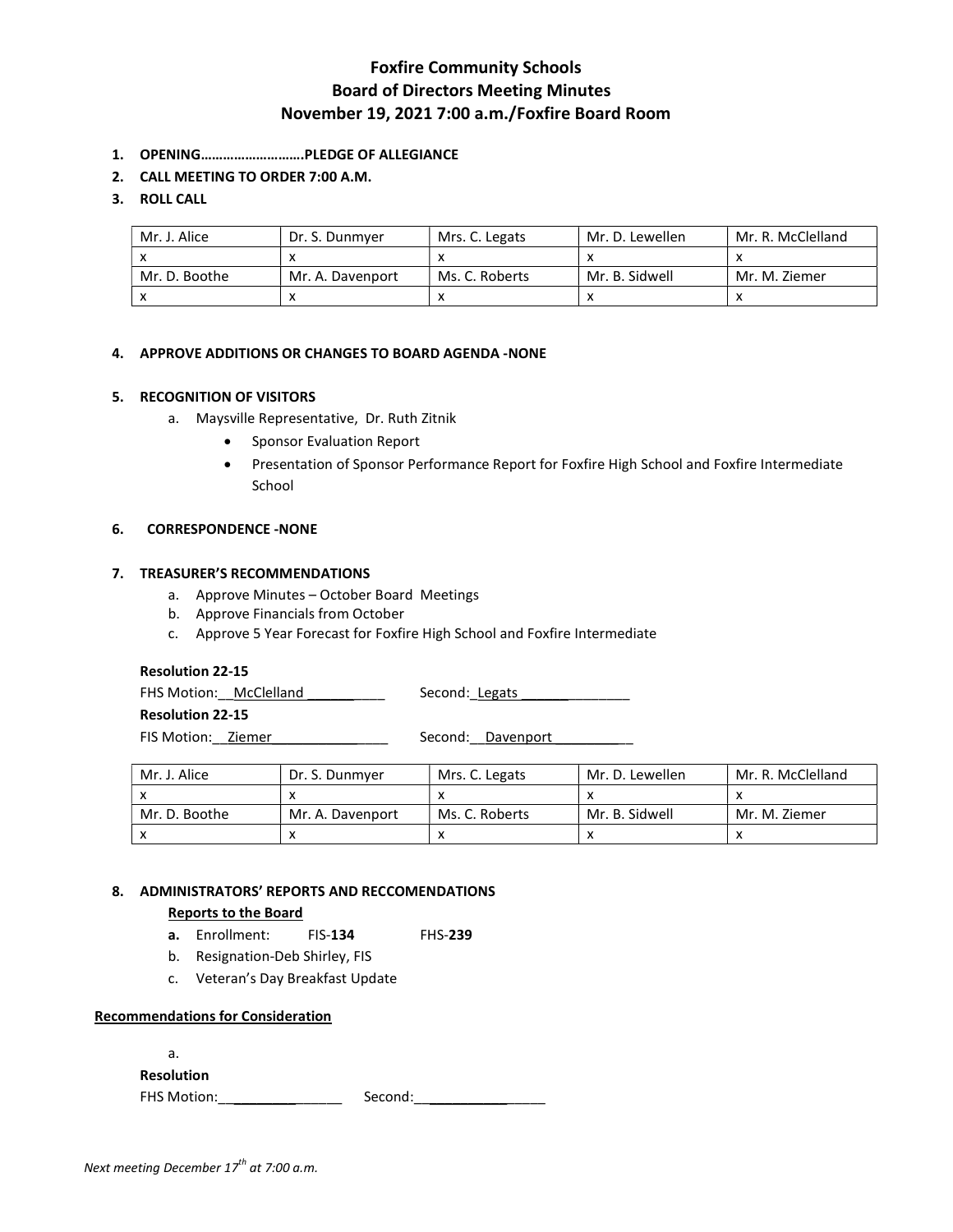# Foxfire Community Schools
## Board of Directors Meeting Minutes
## November 19, 2021 7:00 a.m./Foxfire Board Room

1. **OPENING……………………….PLEDGE OF ALLEGIANCE**
2. **CALL MEETING TO ORDER 7:00 A.M.**
3. **ROLL CALL**

| Mr. J. Alice | Dr. S. Dunmyer | Mrs. C. Legats | Mr. D. Lewellen | Mr. R. McClelland |
|---|---|---|---|---|
| x | x | x | x | x |
| Mr. D. Boothe | Mr. A. Davenport | Ms. C. Roberts | Mr. B. Sidwell | Mr. M. Ziemer |
| x | x | x | x | x |

4. **APPROVE ADDITIONS OR CHANGES TO BOARD AGENDA -NONE**

5. **RECOGNITION OF VISITORS**
   a. Maysville Representative, Dr. Ruth Zitnik
      - Sponsor Evaluation Report
      - Presentation of Sponsor Performance Report for Foxfire High School and Foxfire Intermediate School

6. **CORRESPONDENCE -NONE**

7. **TREASURER'S RECOMMENDATIONS**
   a. Approve Minutes – October Board Meetings
   b. Approve Financials from October
   c. Approve 5 Year Forecast for Foxfire High School and Foxfire Intermediate

   **Resolution 22-15**
   FHS Motion: McClelland Second: Legats
   **Resolution 22-15**
   FIS Motion: Ziemer Second: Davenport

| Mr. J. Alice | Dr. S. Dunmyer | Mrs. C. Legats | Mr. D. Lewellen | Mr. R. McClelland |
|---|---|---|---|---|
| x | x | x | x | x |
| Mr. D. Boothe | Mr. A. Davenport | Ms. C. Roberts | Mr. B. Sidwell | Mr. M. Ziemer |
| x | x | x | x | x |

8. **ADMINISTRATORS' REPORTS AND RECCOMENDATIONS**

   **Reports to the Board**
   **a.** Enrollment: FIS-**134** FHS-**239**
   b. Resignation-Deb Shirley, FIS
   c. Veteran's Day Breakfast Update

**Recommendations for Consideration**

a.

**Resolution**
FHS Motion:\_\_\_\_\_\_\_\_\_\_\_\_\_\_\_\_ Second:\_\_\_\_\_\_\_\_\_\_\_\_\_\_\_\_

*Next meeting December 17th at 7:00 a.m.*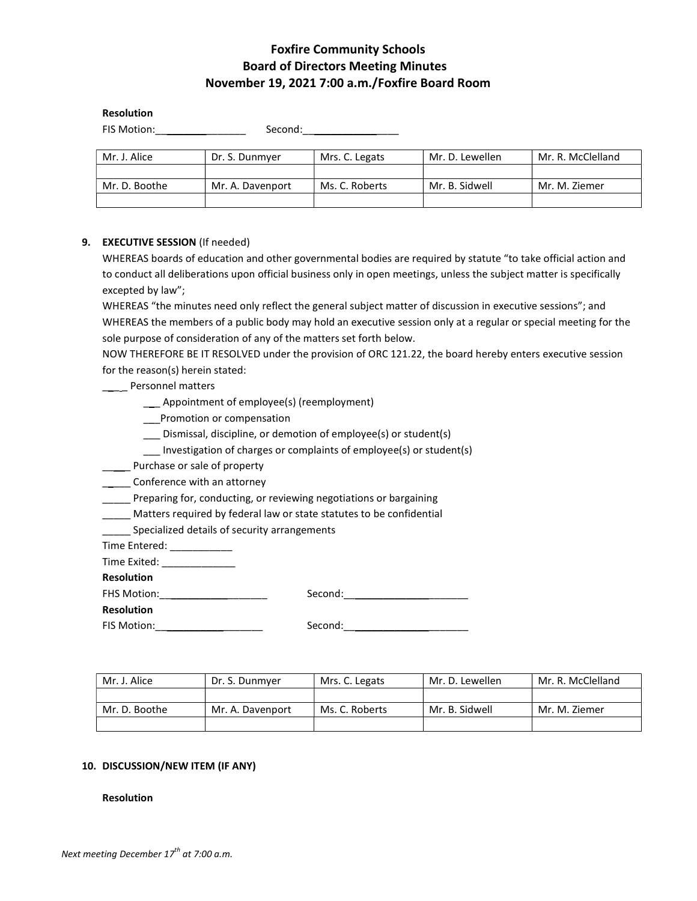# Foxfire Community Schools
## Board of Directors Meeting Minutes
## November 19, 2021 7:00 a.m./Foxfire Board Room

**Resolution**

FIS Motion:________________ Second:________________

| Mr. J. Alice | Dr. S. Dunmyer | Mrs. C. Legats | Mr. D. Lewellen | Mr. R. McClelland |
|---|---|---|---|---|
| | | | | |
| Mr. D. Boothe | Mr. A. Davenport | Ms. C. Roberts | Mr. B. Sidwell | Mr. M. Ziemer |
| | | | | |

9. **EXECUTIVE SESSION** (If needed)

WHEREAS boards of education and other governmental bodies are required by statute "to take official action and to conduct all deliberations upon official business only in open meetings, unless the subject matter is specifically excepted by law";

WHEREAS "the minutes need only reflect the general subject matter of discussion in executive sessions"; and

WHEREAS the members of a public body may hold an executive session only at a regular or special meeting for the sole purpose of consideration of any of the matters set forth below.

NOW THEREFORE BE IT RESOLVED under the provision of ORC 121.22, the board hereby enters executive session for the reason(s) herein stated:

____ Personnel matters

- ___ Appointment of employee(s) (reemployment)
- ___Promotion or compensation
- ___ Dismissal, discipline, or demotion of employee(s) or student(s)
- ___ Investigation of charges or complaints of employee(s) or student(s)

_____ Purchase or sale of property

_____ Conference with an attorney

_____ Preparing for, conducting, or reviewing negotiations or bargaining

_____ Matters required by federal law or state statutes to be confidential

_____ Specialized details of security arrangements

Time Entered: ___________

Time Exited: _____________

**Resolution**

FHS Motion:__________________ Second:_____________________

**Resolution**

FIS Motion:__________________ Second:_____________________

| Mr. J. Alice | Dr. S. Dunmyer | Mrs. C. Legats | Mr. D. Lewellen | Mr. R. McClelland |
|---|---|---|---|---|
| | | | | |
| Mr. D. Boothe | Mr. A. Davenport | Ms. C. Roberts | Mr. B. Sidwell | Mr. M. Ziemer |
| | | | | |

10. **DISCUSSION/NEW ITEM (IF ANY)**

**Resolution**

*Next meeting December 17th at 7:00 a.m.*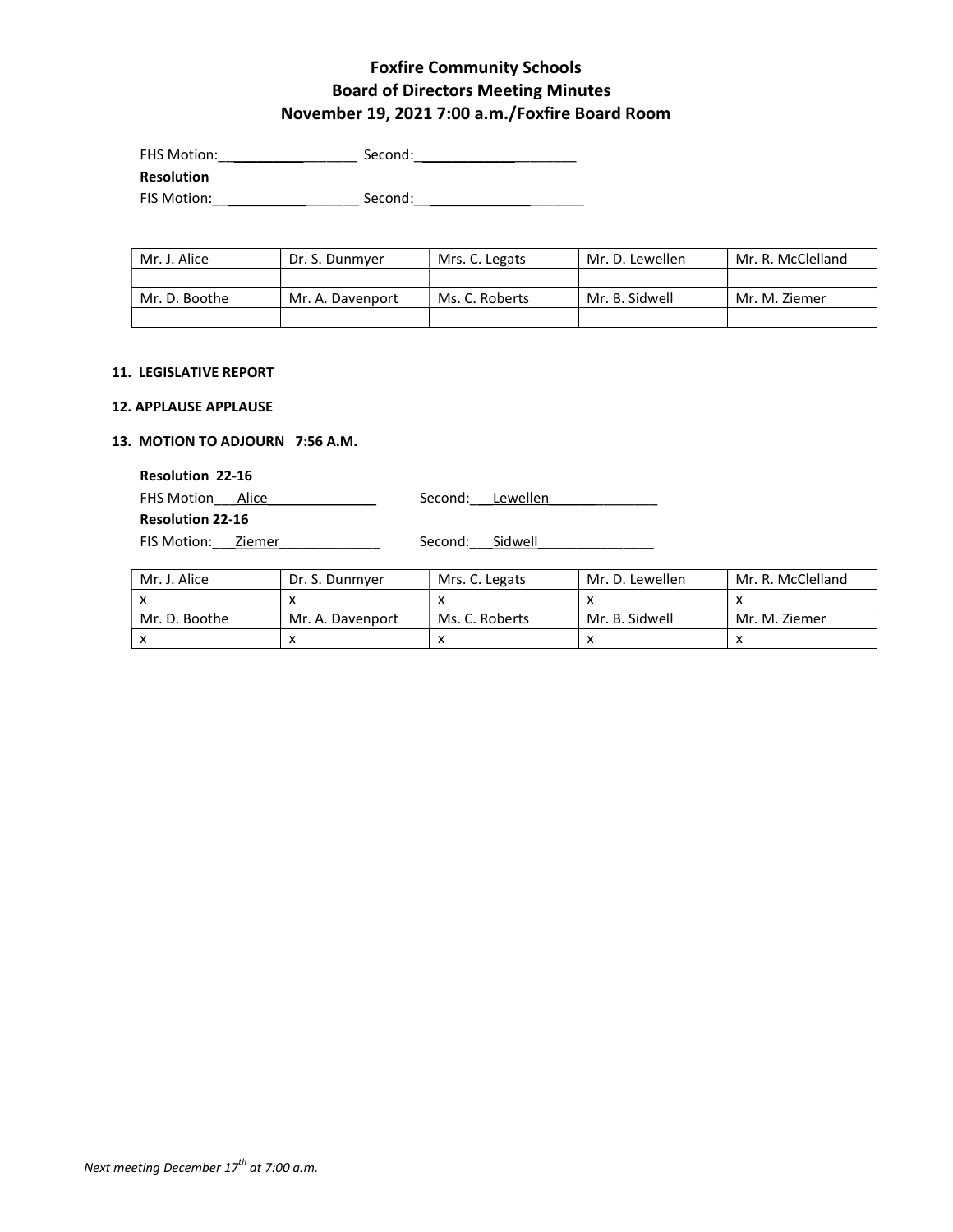# Foxfire Community Schools
## Board of Directors Meeting Minutes
## November 19, 2021 7:00 a.m./Foxfire Board Room

FHS Motion:__________________ Second:____________________

**Resolution**

FIS Motion:__________________ Second:____________________

| | | | | |
|---|---|---|---|---|
| Mr. J. Alice | Dr. S. Dunmyer | Mrs. C. Legats | Mr. D. Lewellen | Mr. R. McClelland |
| | | | | |
| Mr. D. Boothe | Mr. A. Davenport | Ms. C. Roberts | Mr. B. Sidwell | Mr. M. Ziemer |
| | | | | |

**11. LEGISLATIVE REPORT**

**12. APPLAUSE APPLAUSE**

**13. MOTION TO ADJOURN 7:56 A.M.**

**Resolution 22-16**

FHS Motion___Alice______________ Second:___Lewellen______________

**Resolution 22-16**

FIS Motion:___Ziemer_____________ Second:___Sidwell______________

| | | | | |
|---|---|---|---|---|
| Mr. J. Alice | Dr. S. Dunmyer | Mrs. C. Legats | Mr. D. Lewellen | Mr. R. McClelland |
| x | x | x | x | x |
| Mr. D. Boothe | Mr. A. Davenport | Ms. C. Roberts | Mr. B. Sidwell | Mr. M. Ziemer |
| x | x | x | x | x |

*Next meeting December 17th at 7:00 a.m.*